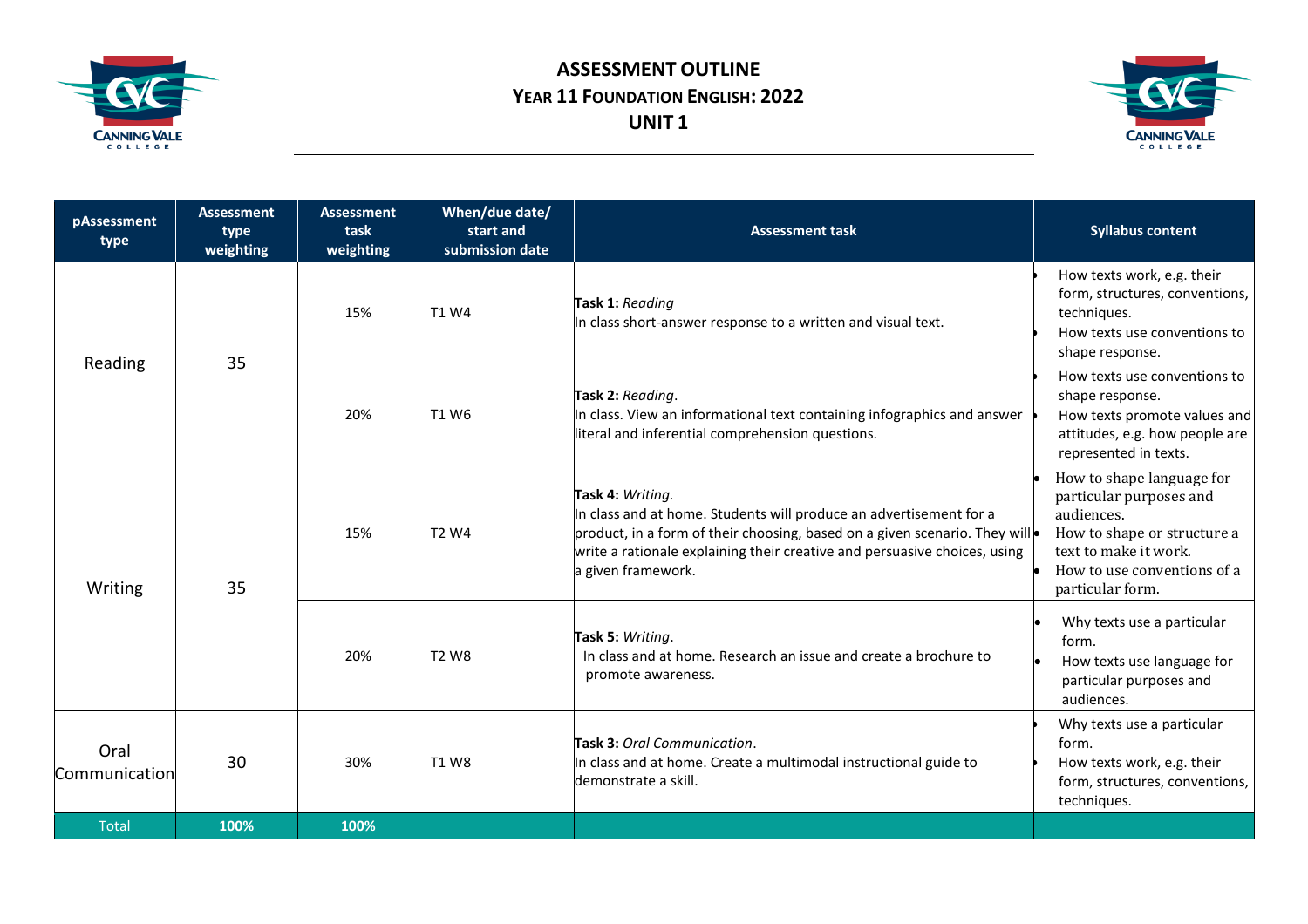# ASSESSMENT OUTLINE
## YEAR 11 FOUNDATION ENGLISH: 2022
## UNIT 1

| pAssessment type | Assessment type weighting | Assessment task weighting | When/due date/ start and submission date | Assessment task | Syllabus content |
|---|---|---|---|---|---|
| Reading | 35 | 15% | T1 W4 | **Task 1:** *Reading*<br>In class short-answer response to a written and visual text. | • How texts work, e.g. their form, structures, conventions, techniques.<br>• How texts use conventions to shape response. |
| | | 20% | T1 W6 | **Task 2:** *Reading*.<br>In class. View an informational text containing infographics and answer literal and inferential comprehension questions. | • How texts use conventions to shape response.<br>• How texts promote values and attitudes, e.g. how people are represented in texts. |
| Writing | 35 | 15% | T2 W4 | **Task 4:** *Writing*.<br>In class and at home. Students will produce an advertisement for a product, in a form of their choosing, based on a given scenario. They will write a rationale explaining their creative and persuasive choices, using a given framework. | • How to shape language for particular purposes and audiences.<br>• How to shape or structure a text to make it work.<br>• How to use conventions of a particular form. |
| | | 20% | T2 W8 | **Task 5:** *Writing*.<br>In class and at home. Research an issue and create a brochure to promote awareness. | • Why texts use a particular form.<br>• How texts use language for particular purposes and audiences. |
| Oral Communication | 30 | 30% | T1 W8 | **Task 3:** *Oral Communication*.<br>In class and at home. Create a multimodal instructional guide to demonstrate a skill. | • Why texts use a particular form.<br>• How texts work, e.g. their form, structures, conventions, techniques. |
| Total | **100%** | **100%** | | | |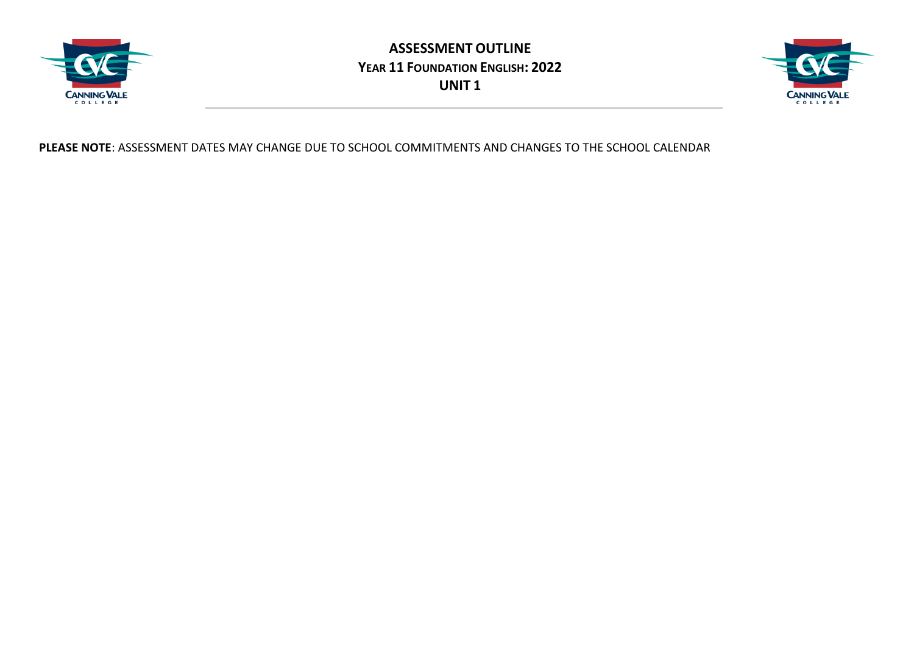# ASSESSMENT OUTLINE
## YEAR 11 FOUNDATION ENGLISH: 2022
## UNIT 1

**PLEASE NOTE**: ASSESSMENT DATES MAY CHANGE DUE TO SCHOOL COMMITMENTS AND CHANGES TO THE SCHOOL CALENDAR